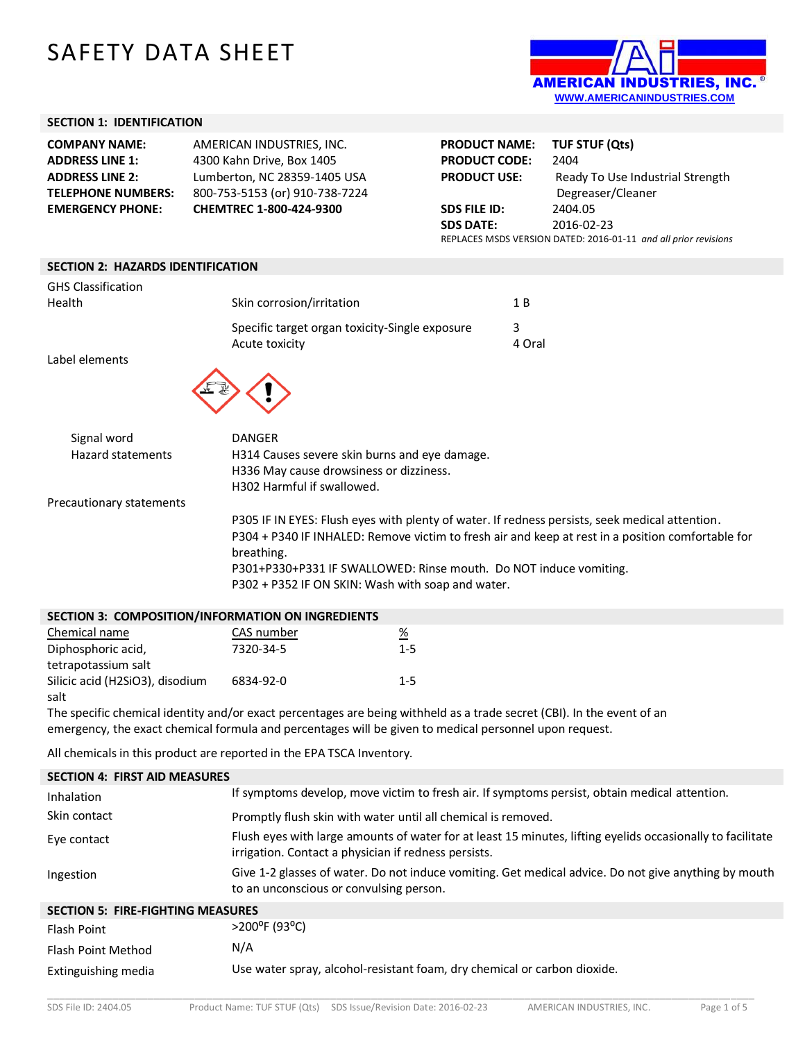# SAFETY DATA SHEET

AMERICAN INDUSTRIES, INC.®
WWW.AMERICANINDUSTRIES.COM

## SECTION 1: IDENTIFICATION

| | | | |
|---|---|---|---|
| **COMPANY NAME:** | AMERICAN INDUSTRIES, INC. | **PRODUCT NAME:** | **TUF STUF (Qts)** |
| **ADDRESS LINE 1:** | 4300 Kahn Drive, Box 1405 | **PRODUCT CODE:** | 2404 |
| **ADDRESS LINE 2:** | Lumberton, NC 28359-1405 USA | **PRODUCT USE:** | Ready To Use Industrial Strength Degreaser/Cleaner |
| **TELEPHONE NUMBERS:** | 800-753-5153 (or) 910-738-7224 | | |
| **EMERGENCY PHONE:** | **CHEMTREC 1-800-424-9300** | **SDS FILE ID:** | 2404.05 |
| | | **SDS DATE:** | 2016-02-23 |

REPLACES MSDS VERSION DATED: 2016-01-11 *and all prior revisions*

## SECTION 2: HAZARDS IDENTIFICATION

GHS Classification

| | | |
|---|---|---|
| Health | Skin corrosion/irritation | 1 B |
| | Specific target organ toxicity-Single exposure | 3 |
| | Acute toxicity | 4 Oral |

Label elements

Signal word: DANGER

Hazard statements:
H314 Causes severe skin burns and eye damage.
H336 May cause drowsiness or dizziness.
H302 Harmful if swallowed.

Precautionary statements:
P305 IF IN EYES: Flush eyes with plenty of water. If redness persists, seek medical attention.
P304 + P340 IF INHALED: Remove victim to fresh air and keep at rest in a position comfortable for breathing.
P301+P330+P331 IF SWALLOWED: Rinse mouth. Do NOT induce vomiting.
P302 + P352 IF ON SKIN: Wash with soap and water.

## SECTION 3: COMPOSITION/INFORMATION ON INGREDIENTS

| Chemical name | CAS number | % |
|---|---|---|
| Diphosphoric acid, tetrapotassium salt | 7320-34-5 | 1-5 |
| Silicic acid ($H_2SiO_3$), disodium salt | 6834-92-0 | 1-5 |

The specific chemical identity and/or exact percentages are being withheld as a trade secret (CBI). In the event of an emergency, the exact chemical formula and percentages will be given to medical personnel upon request.

All chemicals in this product are reported in the EPA TSCA Inventory.

## SECTION 4: FIRST AID MEASURES

| | |
|---|---|
| Inhalation | If symptoms develop, move victim to fresh air. If symptoms persist, obtain medical attention. |
| Skin contact | Promptly flush skin with water until all chemical is removed. |
| Eye contact | Flush eyes with large amounts of water for at least 15 minutes, lifting eyelids occasionally to facilitate irrigation. Contact a physician if redness persists. |
| Ingestion | Give 1-2 glasses of water. Do not induce vomiting. Get medical advice. Do not give anything by mouth to an unconscious or convulsing person. |

## SECTION 5: FIRE-FIGHTING MEASURES

| | |
|---|---|
| Flash Point | >200ºF (93ºC) |
| Flash Point Method | N/A |
| Extinguishing media | Use water spray, alcohol-resistant foam, dry chemical or carbon dioxide. |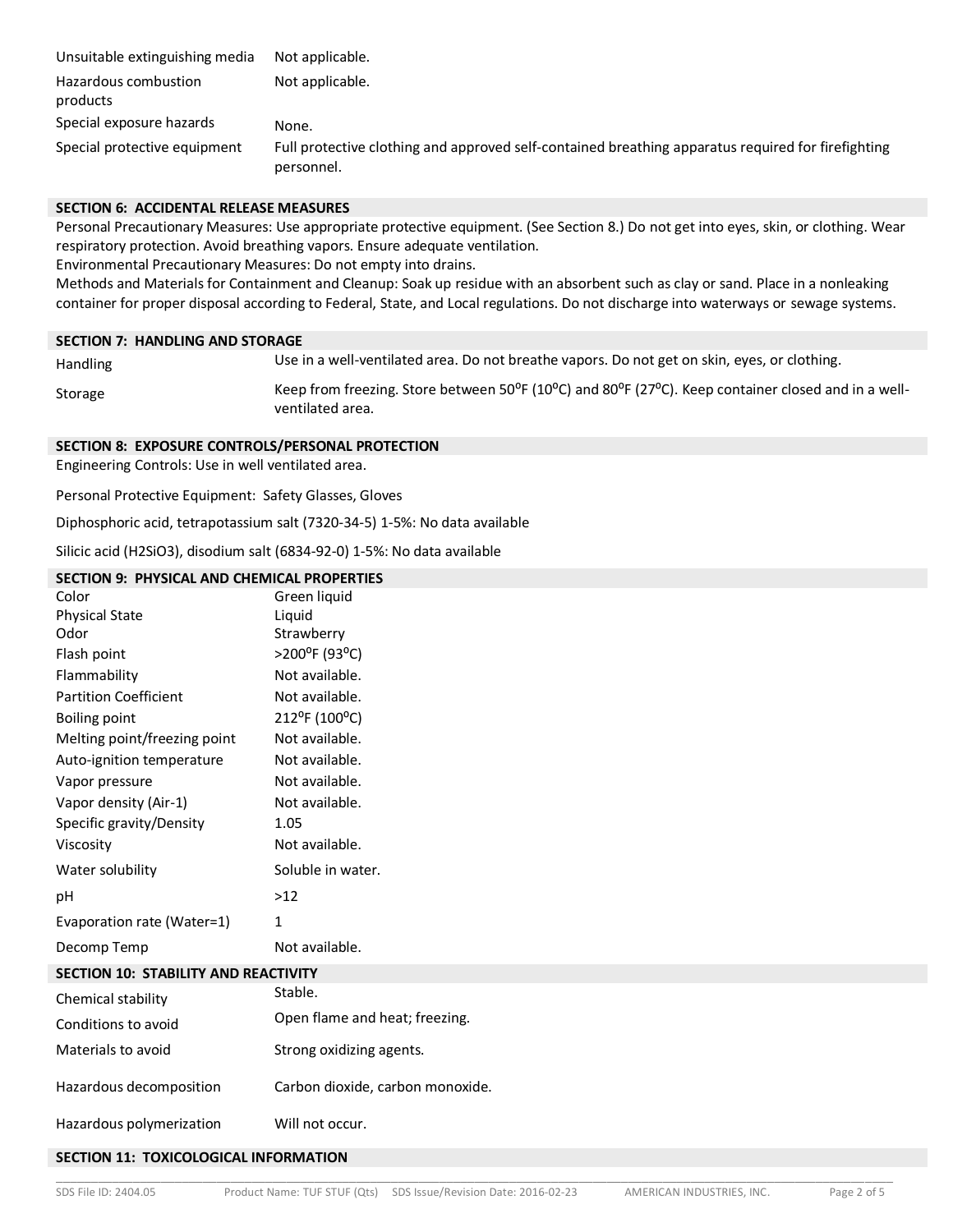| | |
|---|---|
| Unsuitable extinguishing media | Not applicable. |
| Hazardous combustion products | Not applicable. |
| Special exposure hazards | None. |
| Special protective equipment | Full protective clothing and approved self-contained breathing apparatus required for firefighting personnel. |

## SECTION 6: ACCIDENTAL RELEASE MEASURES

Personal Precautionary Measures: Use appropriate protective equipment. (See Section 8.) Do not get into eyes, skin, or clothing. Wear respiratory protection. Avoid breathing vapors. Ensure adequate ventilation.

Environmental Precautionary Measures: Do not empty into drains.

Methods and Materials for Containment and Cleanup: Soak up residue with an absorbent such as clay or sand. Place in a nonleaking container for proper disposal according to Federal, State, and Local regulations. Do not discharge into waterways or sewage systems.

## SECTION 7: HANDLING AND STORAGE

| | |
|---|---|
| Handling | Use in a well-ventilated area. Do not breathe vapors. Do not get on skin, eyes, or clothing. |
| Storage | Keep from freezing. Store between 50°F (10°C) and 80°F (27°C). Keep container closed and in a well-ventilated area. |

## SECTION 8: EXPOSURE CONTROLS/PERSONAL PROTECTION

Engineering Controls: Use in well ventilated area.

Personal Protective Equipment: Safety Glasses, Gloves

Diphosphoric acid, tetrapotassium salt (7320-34-5) 1-5%: No data available

Silicic acid ($H_2SiO_3$), disodium salt (6834-92-0) 1-5%: No data available

## SECTION 9: PHYSICAL AND CHEMICAL PROPERTIES

| | |
|---|---|
| Color | Green liquid |
| Physical State | Liquid |
| Odor | Strawberry |
| Flash point | >200°F (93°C) |
| Flammability | Not available. |
| Partition Coefficient | Not available. |
| Boiling point | 212°F (100°C) |
| Melting point/freezing point | Not available. |
| Auto-ignition temperature | Not available. |
| Vapor pressure | Not available. |
| Vapor density (Air-1) | Not available. |
| Specific gravity/Density | 1.05 |
| Viscosity | Not available. |
| Water solubility | Soluble in water. |
| pH | >12 |
| Evaporation rate (Water=1) | 1 |
| Decomp Temp | Not available. |

## SECTION 10: STABILITY AND REACTIVITY

| | |
|---|---|
| Chemical stability | Stable. |
| Conditions to avoid | Open flame and heat; freezing. |
| Materials to avoid | Strong oxidizing agents. |
| Hazardous decomposition | Carbon dioxide, carbon monoxide. |
| Hazardous polymerization | Will not occur. |

## SECTION 11: TOXICOLOGICAL INFORMATION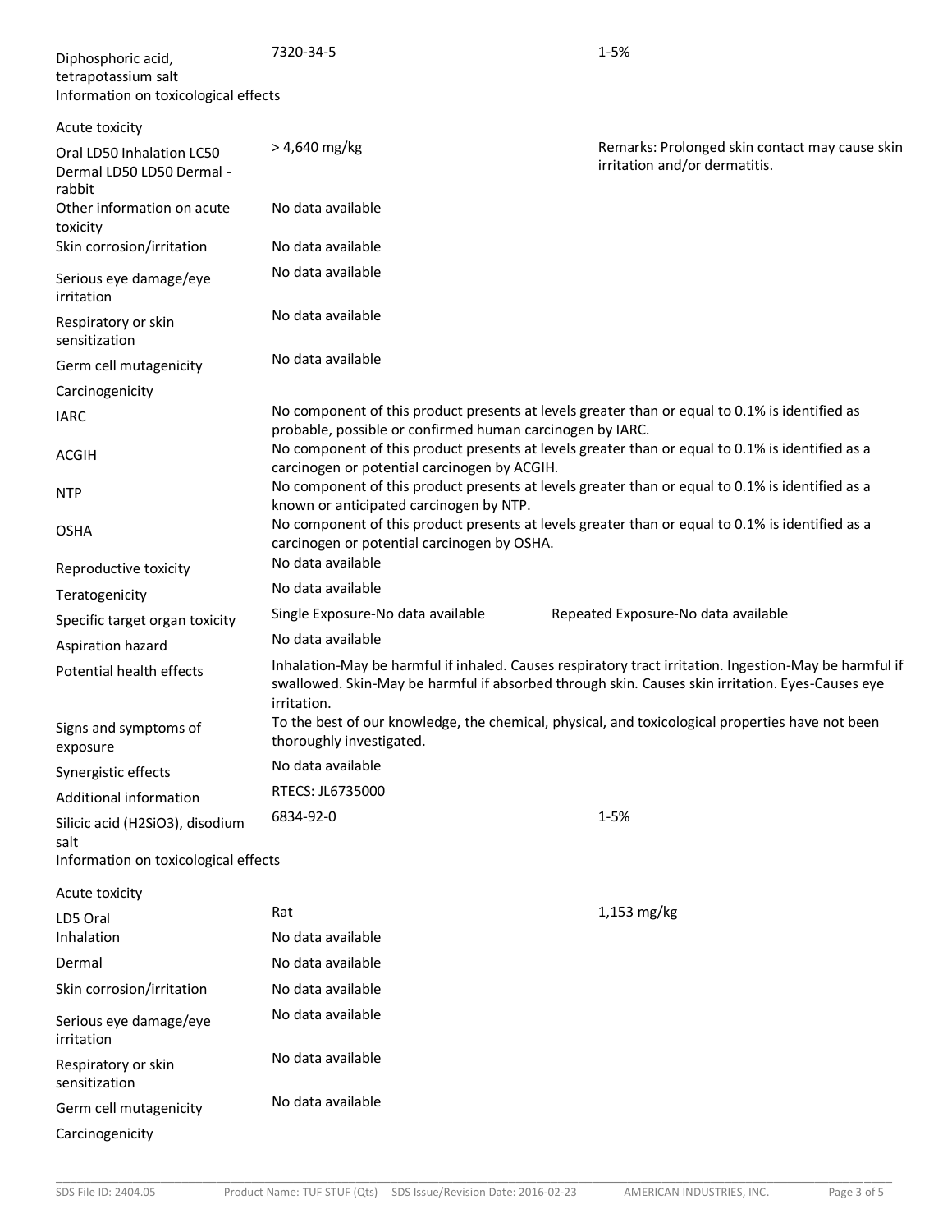| | | |
|---|---|---|
| Diphosphoric acid, tetrapotassium salt | 7320-34-5 | 1-5% |

Information on toxicological effects

| | | |
|---|---|---|
| Acute toxicity | | |
| Oral LD50 Inhalation LC50 Dermal LD50 LD50 Dermal - rabbit | > 4,640 mg/kg | Remarks: Prolonged skin contact may cause skin irritation and/or dermatitis. |
| Other information on acute toxicity | No data available | |
| Skin corrosion/irritation | No data available | |
| Serious eye damage/eye irritation | No data available | |
| Respiratory or skin sensitization | No data available | |
| Germ cell mutagenicity | No data available | |
| Carcinogenicity | | |
| IARC | No component of this product presents at levels greater than or equal to 0.1% is identified as probable, possible or confirmed human carcinogen by IARC. | |
| ACGIH | No component of this product presents at levels greater than or equal to 0.1% is identified as a carcinogen or potential carcinogen by ACGIH. | |
| NTP | No component of this product presents at levels greater than or equal to 0.1% is identified as a known or anticipated carcinogen by NTP. | |
| OSHA | No component of this product presents at levels greater than or equal to 0.1% is identified as a carcinogen or potential carcinogen by OSHA. | |
| Reproductive toxicity | No data available | |
| Teratogenicity | No data available | |
| Specific target organ toxicity | Single Exposure-No data available | Repeated Exposure-No data available |
| Aspiration hazard | No data available | |
| Potential health effects | Inhalation-May be harmful if inhaled. Causes respiratory tract irritation. Ingestion-May be harmful if swallowed. Skin-May be harmful if absorbed through skin. Causes skin irritation. Eyes-Causes eye irritation. | |
| Signs and symptoms of exposure | To the best of our knowledge, the chemical, physical, and toxicological properties have not been thoroughly investigated. | |
| Synergistic effects | No data available | |
| Additional information | RTECS: JL6735000 | |

| | | |
|---|---|---|
| Silicic acid ($H_2SiO_3$), disodium salt | 6834-92-0 | 1-5% |

Information on toxicological effects

| | | |
|---|---|---|
| Acute toxicity | | |
| LD5 Oral | Rat | 1,153 mg/kg |
| Inhalation | No data available | |
| Dermal | No data available | |
| Skin corrosion/irritation | No data available | |
| Serious eye damage/eye irritation | No data available | |
| Respiratory or skin sensitization | No data available | |
| Germ cell mutagenicity | No data available | |
| Carcinogenicity | | |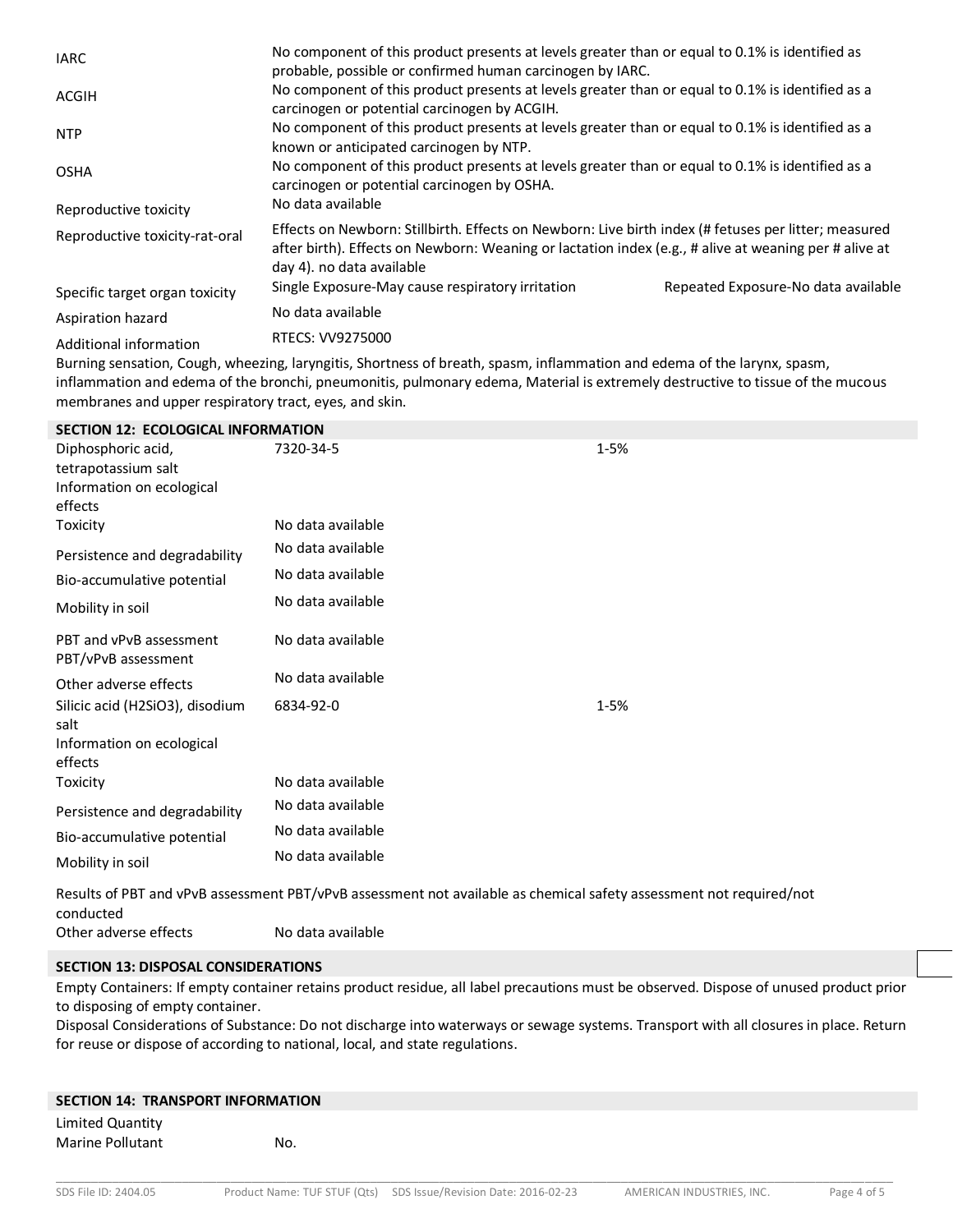| | |
|---|---|
| IARC | No component of this product presents at levels greater than or equal to 0.1% is identified as probable, possible or confirmed human carcinogen by IARC. |
| ACGIH | No component of this product presents at levels greater than or equal to 0.1% is identified as a carcinogen or potential carcinogen by ACGIH. |
| NTP | No component of this product presents at levels greater than or equal to 0.1% is identified as a known or anticipated carcinogen by NTP. |
| OSHA | No component of this product presents at levels greater than or equal to 0.1% is identified as a carcinogen or potential carcinogen by OSHA. |
| Reproductive toxicity | No data available |
| Reproductive toxicity-rat-oral | Effects on Newborn: Stillbirth. Effects on Newborn: Live birth index (# fetuses per litter; measured after birth). Effects on Newborn: Weaning or lactation index (e.g., # alive at weaning per # alive at day 4). no data available |
| Specific target organ toxicity | Single Exposure-May cause respiratory irritation     Repeated Exposure-No data available |
| Aspiration hazard | No data available |
| Additional information | RTECS: VV9275000 |

Burning sensation, Cough, wheezing, laryngitis, Shortness of breath, spasm, inflammation and edema of the larynx, spasm, inflammation and edema of the bronchi, pneumonitis, pulmonary edema, Material is extremely destructive to tissue of the mucous membranes and upper respiratory tract, eyes, and skin.

## SECTION 12: ECOLOGICAL INFORMATION

| | | |
|---|---|---|
| Diphosphoric acid, tetrapotassium salt | 7320-34-5 | 1-5% |
| Information on ecological effects | | |
| Toxicity | No data available | |
| Persistence and degradability | No data available | |
| Bio-accumulative potential | No data available | |
| Mobility in soil | No data available | |
| PBT and vPvB assessment PBT/vPvB assessment | No data available | |
| Other adverse effects | No data available | |
| Silicic acid (H2SiO3), disodium salt | 6834-92-0 | 1-5% |
| Information on ecological effects | | |
| Toxicity | No data available | |
| Persistence and degradability | No data available | |
| Bio-accumulative potential | No data available | |
| Mobility in soil | No data available | |

Results of PBT and vPvB assessment PBT/vPvB assessment not available as chemical safety assessment not required/not conducted

Other adverse effects     No data available

## SECTION 13: DISPOSAL CONSIDERATIONS

Empty Containers: If empty container retains product residue, all label precautions must be observed. Dispose of unused product prior to disposing of empty container.

Disposal Considerations of Substance: Do not discharge into waterways or sewage systems. Transport with all closures in place. Return for reuse or dispose of according to national, local, and state regulations.

## SECTION 14: TRANSPORT INFORMATION

Limited Quantity

Marine Pollutant     No.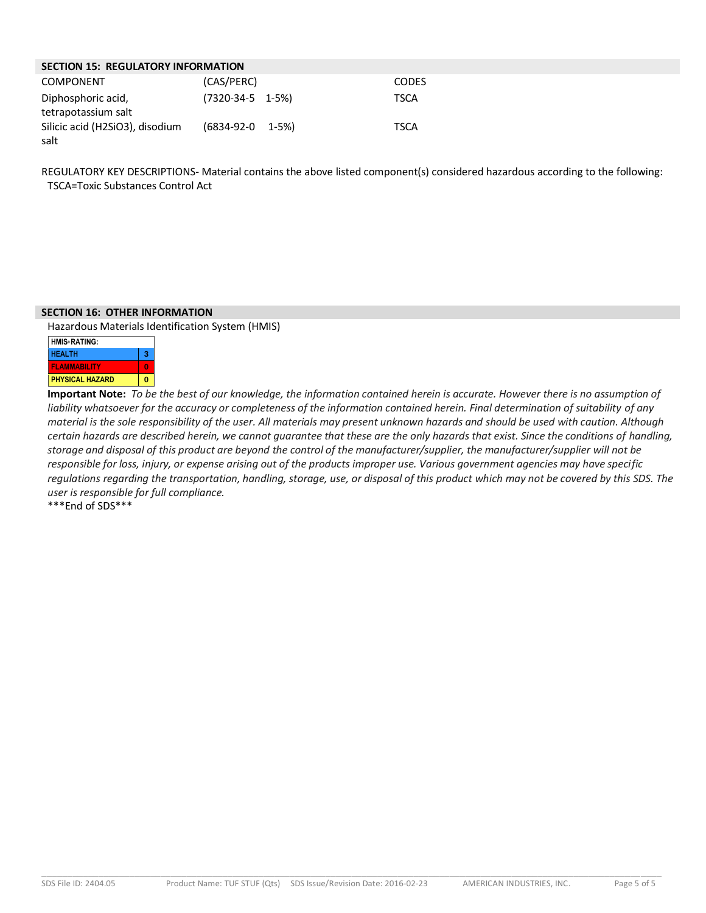## SECTION 15: REGULATORY INFORMATION

| COMPONENT | (CAS/PERC) | CODES |
|---|---|---|
| Diphosphoric acid, tetrapotassium salt | (7320-34-5 1-5%) | TSCA |
| Silicic acid ($H_2SiO_3$), disodium salt | (6834-92-0 1-5%) | TSCA |

REGULATORY KEY DESCRIPTIONS- Material contains the above listed component(s) considered hazardous according to the following:
TSCA=Toxic Substances Control Act

## SECTION 16: OTHER INFORMATION

Hazardous Materials Identification System (HMIS)

| HMIS® RATING: | |
|---|---|
| HEALTH | 3 |
| FLAMMABILITY | 0 |
| PHYSICAL HAZARD | 0 |

**Important Note:** *To be the best of our knowledge, the information contained herein is accurate. However there is no assumption of liability whatsoever for the accuracy or completeness of the information contained herein. Final determination of suitability of any material is the sole responsibility of the user. All materials may present unknown hazards and should be used with caution. Although certain hazards are described herein, we cannot guarantee that these are the only hazards that exist. Since the conditions of handling, storage and disposal of this product are beyond the control of the manufacturer/supplier, the manufacturer/supplier will not be responsible for loss, injury, or expense arising out of the products improper use. Various government agencies may have specific regulations regarding the transportation, handling, storage, use, or disposal of this product which may not be covered by this SDS. The user is responsible for full compliance.*

***End of SDS***